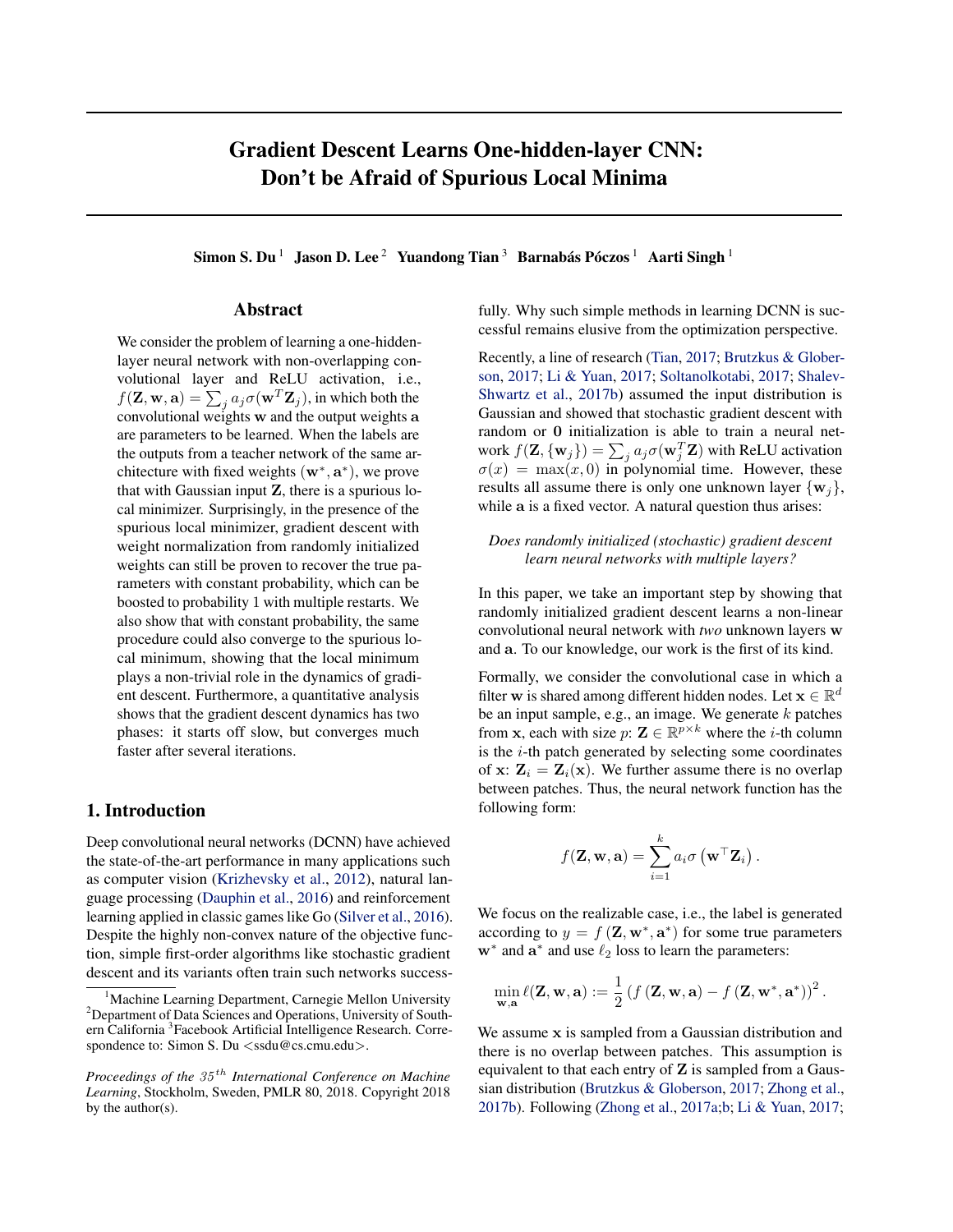# Gradient Descent Learns One-hidden-layer CNN: Don't be Afraid of Spurious Local Minima

**Simon S. Du** [1] **Jason D. Lee** [2] **Yuandong Tian** [3] **Barnabás Póczos** [1] **Aarti Singh** [1]

## Abstract

We consider the problem of learning a one-hidden-layer neural network with non-overlapping convolutional layer and ReLU activation, i.e., $f(\mathbf{Z}, \mathbf{w}, \mathbf{a}) = \sum_j a_j \sigma(\mathbf{w}^T \mathbf{Z}_j)$, in which both the convolutional weights $\mathbf{w}$ and the output weights $\mathbf{a}$ are parameters to be learned. When the labels are the outputs from a teacher network of the same architecture with fixed weights $(\mathbf{w}^*, \mathbf{a}^*)$, we prove that with Gaussian input $\mathbf{Z}$, there is a spurious local minimizer. Surprisingly, in the presence of the spurious local minimizer, gradient descent with weight normalization from randomly initialized weights can still be proven to recover the true parameters with constant probability, which can be boosted to probability 1 with multiple restarts. We also show that with constant probability, the same procedure could also converge to the spurious local minimum, showing that the local minimum plays a non-trivial role in the dynamics of gradient descent. Furthermore, a quantitative analysis shows that the gradient descent dynamics has two phases: it starts off slow, but converges much faster after several iterations.

## 1. Introduction

Deep convolutional neural networks (DCNN) have achieved the state-of-the-art performance in many applications such as computer vision (Krizhevsky et al., 2012), natural language processing (Dauphin et al., 2016) and reinforcement learning applied in classic games like Go (Silver et al., 2016). Despite the highly non-convex nature of the objective function, simple first-order algorithms like stochastic gradient descent and its variants often train such networks successfully. Why such simple methods in learning DCNN is successful remains elusive from the optimization perspective.

Recently, a line of research (Tian, 2017; Brutzkus & Globerson, 2017; Li & Yuan, 2017; Soltanolkotabi, 2017; Shalev-Shwartz et al., 2017b) assumed the input distribution is Gaussian and showed that stochastic gradient descent with random or $\mathbf{0}$ initialization is able to train a neural network $f(\mathbf{Z}, \{\mathbf{w}_j\}) = \sum_j a_j \sigma(\mathbf{w}_j^T \mathbf{Z})$ with ReLU activation $\sigma(x) = \max(x, 0)$ in polynomial time. However, these results all assume there is only one unknown layer $\{\mathbf{w}_j\}$, while $\mathbf{a}$ is a fixed vector. A natural question thus arises:

*Does randomly initialized (stochastic) gradient descent learn neural networks with multiple layers?*

In this paper, we take an important step by showing that randomly initialized gradient descent learns a non-linear convolutional neural network with *two* unknown layers $\mathbf{w}$ and $\mathbf{a}$. To our knowledge, our work is the first of its kind.

Formally, we consider the convolutional case in which a filter $\mathbf{w}$ is shared among different hidden nodes. Let $\mathbf{x} \in \mathbb{R}^d$ be an input sample, e.g., an image. We generate $k$ patches from $\mathbf{x}$, each with size $p$: $\mathbf{Z} \in \mathbb{R}^{p \times k}$ where the $i$-th column is the $i$-th patch generated by selecting some coordinates of $\mathbf{x}$: $\mathbf{Z}_i = \mathbf{Z}_i(\mathbf{x})$. We further assume there is no overlap between patches. Thus, the neural network function has the following form:

$$f(\mathbf{Z}, \mathbf{w}, \mathbf{a}) = \sum_{i=1}^{k} a_i \sigma\left(\mathbf{w}^\top \mathbf{Z}_i\right).$$

We focus on the realizable case, i.e., the label is generated according to $y = f\left(\mathbf{Z}, \mathbf{w}^*, \mathbf{a}^*\right)$ for some true parameters $\mathbf{w}^*$ and $\mathbf{a}^*$ and use $\ell_2$ loss to learn the parameters:

$$\min_{\mathbf{w}, \mathbf{a}} \ell(\mathbf{Z}, \mathbf{w}, \mathbf{a}) := \frac{1}{2}\left(f\left(\mathbf{Z}, \mathbf{w}, \mathbf{a}\right) - f\left(\mathbf{Z}, \mathbf{w}^*, \mathbf{a}^*\right)\right)^2.$$

We assume $\mathbf{x}$ is sampled from a Gaussian distribution and there is no overlap between patches. This assumption is equivalent to that each entry of $\mathbf{Z}$ is sampled from a Gaussian distribution (Brutzkus & Globerson, 2017; Zhong et al., 2017b). Following (Zhong et al., 2017a;b; Li & Yuan, 2017;

[1] Machine Learning Department, Carnegie Mellon University [2] Department of Data Sciences and Operations, University of Southern California [3] Facebook Artificial Intelligence Research. Correspondence to: Simon S. Du <ssdu@cs.cmu.edu>.

*Proceedings of the 35th International Conference on Machine Learning*, Stockholm, Sweden, PMLR 80, 2018. Copyright 2018 by the author(s).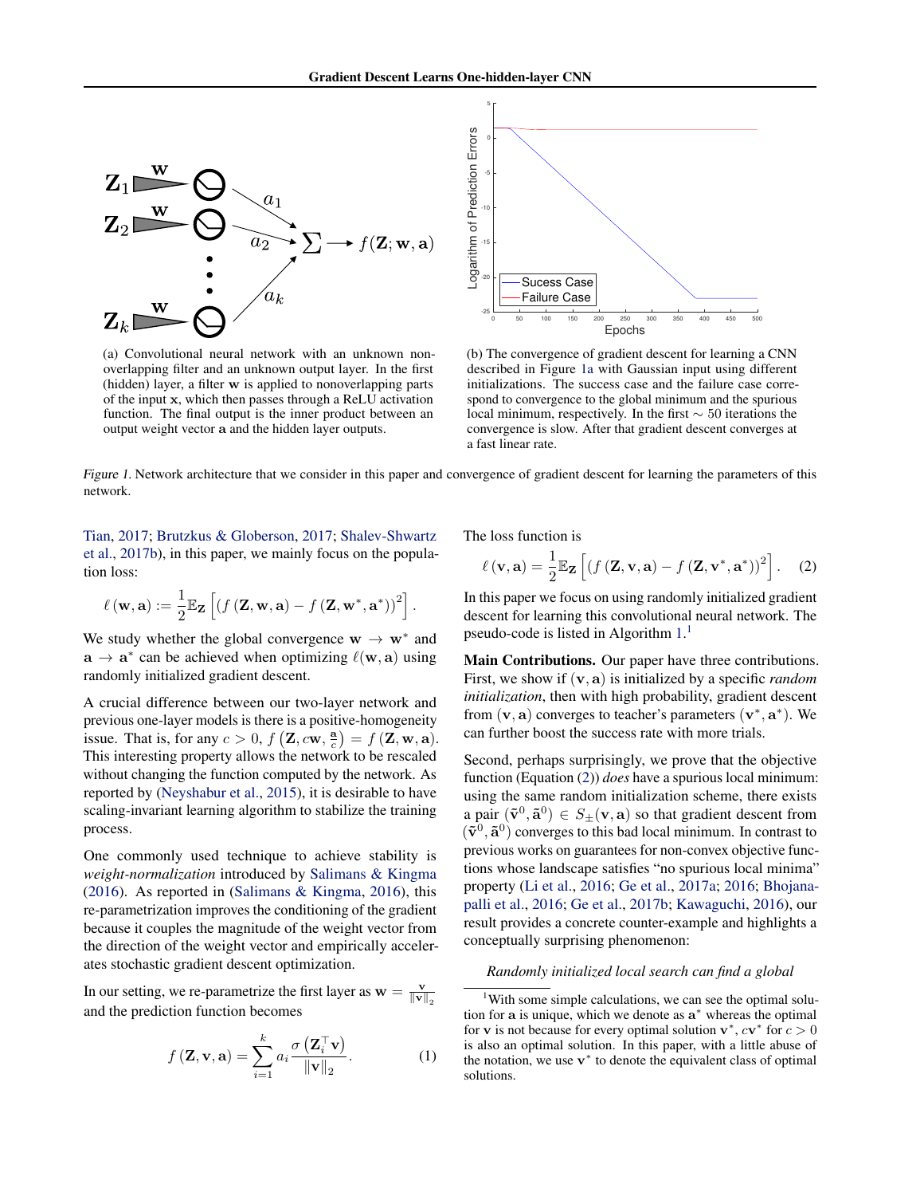(a) Convolutional neural network with an unknown non-overlapping filter and an unknown output layer. In the first (hidden) layer, a filter $\mathbf{w}$ is applied to nonoverlapping parts of the input $\mathbf{x}$, which then passes through a ReLU activation function. The final output is the inner product between an output weight vector $\mathbf{a}$ and the hidden layer outputs.

(b) The convergence of gradient descent for learning a CNN described in Figure 1a with Gaussian input using different initializations. The success case and the failure case correspond to convergence to the global minimum and the spurious local minimum, respectively. In the first $\sim 50$ iterations the convergence is slow. After that gradient descent converges at a fast linear rate.

*Figure 1.* Network architecture that we consider in this paper and convergence of gradient descent for learning the parameters of this network.

Tian, 2017; Brutzkus & Globerson, 2017; Shalev-Shwartz et al., 2017b), in this paper, we mainly focus on the population loss:

$$\ell(\mathbf{w}, \mathbf{a}) := \frac{1}{2}\mathbb{E}_{\mathbf{Z}}\left[\left(f\left(\mathbf{Z}, \mathbf{w}, \mathbf{a}\right) - f\left(\mathbf{Z}, \mathbf{w}^*, \mathbf{a}^*\right)\right)^2\right].$$

We study whether the global convergence $\mathbf{w} \to \mathbf{w}^*$ and $\mathbf{a} \to \mathbf{a}^*$ can be achieved when optimizing $\ell(\mathbf{w}, \mathbf{a})$ using randomly initialized gradient descent.

A crucial difference between our two-layer network and previous one-layer models is there is a positive-homogeneity issue. That is, for any $c > 0$, $f\left(\mathbf{Z}, c\mathbf{w}, \frac{\mathbf{a}}{c}\right) = f\left(\mathbf{Z}, \mathbf{w}, \mathbf{a}\right)$. This interesting property allows the network to be rescaled without changing the function computed by the network. As reported by (Neyshabur et al., 2015), it is desirable to have scaling-invariant learning algorithm to stabilize the training process.

One commonly used technique to achieve stability is *weight-normalization* introduced by Salimans & Kingma (2016). As reported in (Salimans & Kingma, 2016), this re-parametrization improves the conditioning of the gradient because it couples the magnitude of the weight vector from the direction of the weight vector and empirically accelerates stochastic gradient descent optimization.

In our setting, we re-parametrize the first layer as $\mathbf{w} = \frac{\mathbf{v}}{\|\mathbf{v}\|_2}$ and the prediction function becomes

$$f\left(\mathbf{Z}, \mathbf{v}, \mathbf{a}\right) = \sum_{i=1}^{k} a_i \frac{\sigma\left(\mathbf{Z}_i^\top \mathbf{v}\right)}{\|\mathbf{v}\|_2}. \quad (1)$$

The loss function is

$$\ell\left(\mathbf{v}, \mathbf{a}\right) = \frac{1}{2}\mathbb{E}_{\mathbf{Z}}\left[\left(f\left(\mathbf{Z}, \mathbf{v}, \mathbf{a}\right) - f\left(\mathbf{Z}, \mathbf{v}^*, \mathbf{a}^*\right)\right)^2\right]. \quad (2)$$

In this paper we focus on using randomly initialized gradient descent for learning this convolutional neural network. The pseudo-code is listed in Algorithm 1.[1]

**Main Contributions.** Our paper have three contributions. First, we show if $(\mathbf{v}, \mathbf{a})$ is initialized by a specific *random initialization*, then with high probability, gradient descent from $(\mathbf{v}, \mathbf{a})$ converges to teacher's parameters $(\mathbf{v}^*, \mathbf{a}^*)$. We can further boost the success rate with more trials.

Second, perhaps surprisingly, we prove that the objective function (Equation (2)) *does* have a spurious local minimum: using the same random initialization scheme, there exists a pair $(\tilde{\mathbf{v}}^0, \tilde{\mathbf{a}}^0) \in S_{\pm}(\mathbf{v}, \mathbf{a})$ so that gradient descent from $(\tilde{\mathbf{v}}^0, \tilde{\mathbf{a}}^0)$ converges to this bad local minimum. In contrast to previous works on guarantees for non-convex objective functions whose landscape satisfies "no spurious local minima" property (Li et al., 2016; Ge et al., 2017a; 2016; Bhojanapalli et al., 2016; Ge et al., 2017b; Kawaguchi, 2016), our result provides a concrete counter-example and highlights a conceptually surprising phenomenon:

*Randomly initialized local search can find a global*

[1] With some simple calculations, we can see the optimal solution for $\mathbf{a}$ is unique, which we denote as $\mathbf{a}^*$ whereas the optimal for $\mathbf{v}$ is not because for every optimal solution $\mathbf{v}^*$, $c\mathbf{v}^*$ for $c > 0$ is also an optimal solution. In this paper, with a little abuse of the notation, we use $\mathbf{v}^*$ to denote the equivalent class of optimal solutions.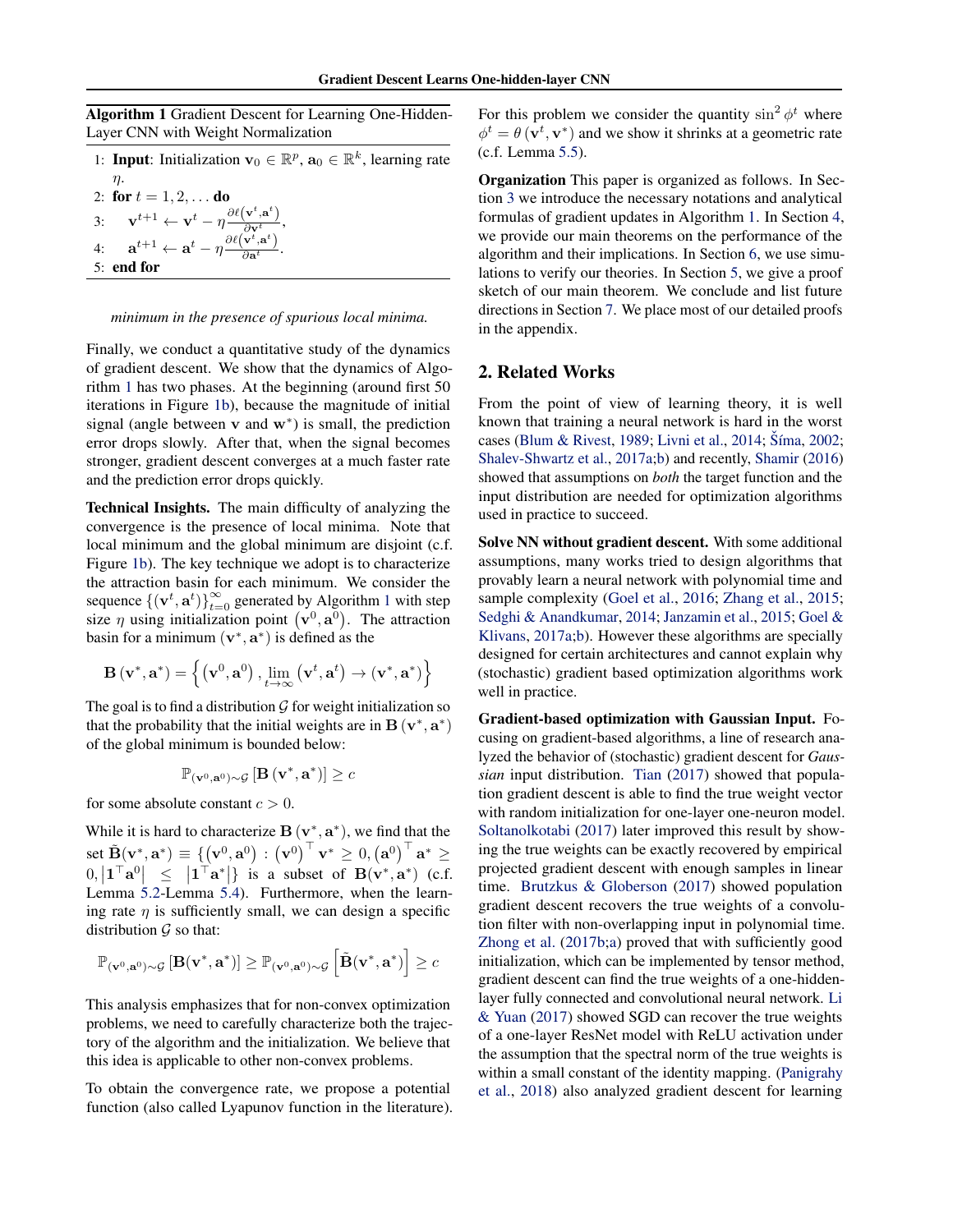**Algorithm 1** Gradient Descent for Learning One-Hidden-Layer CNN with Weight Normalization

1: **Input**: Initialization $\mathbf{v}_0 \in \mathbb{R}^p$, $\mathbf{a}_0 \in \mathbb{R}^k$, learning rate $\eta$.
2: **for** $t = 1, 2, \ldots$ **do**
3: $\quad \mathbf{v}^{t+1} \leftarrow \mathbf{v}^t - \eta \frac{\partial \ell(\mathbf{v}^t, \mathbf{a}^t)}{\partial \mathbf{v}^t}$,
4: $\quad \mathbf{a}^{t+1} \leftarrow \mathbf{a}^t - \eta \frac{\partial \ell(\mathbf{v}^t, \mathbf{a}^t)}{\partial \mathbf{a}^t}$.
5: **end for**

*minimum in the presence of spurious local minima.*

Finally, we conduct a quantitative study of the dynamics of gradient descent. We show that the dynamics of Algorithm 1 has two phases. At the beginning (around first 50 iterations in Figure 1b), because the magnitude of initial signal (angle between $\mathbf{v}$ and $\mathbf{w}^*$) is small, the prediction error drops slowly. After that, when the signal becomes stronger, gradient descent converges at a much faster rate and the prediction error drops quickly.

**Technical Insights.** The main difficulty of analyzing the convergence is the presence of local minima. Note that local minimum and the global minimum are disjoint (c.f. Figure 1b). The key technique we adopt is to characterize the attraction basin for each minimum. We consider the sequence $\{(\mathbf{v}^t, \mathbf{a}^t)\}_{t=0}^{\infty}$ generated by Algorithm 1 with step size $\eta$ using initialization point $(\mathbf{v}^0, \mathbf{a}^0)$. The attraction basin for a minimum $(\mathbf{v}^*, \mathbf{a}^*)$ is defined as the

$$\mathbf{B}(\mathbf{v}^*, \mathbf{a}^*) = \left\{ (\mathbf{v}^0, \mathbf{a}^0), \lim_{t \to \infty} (\mathbf{v}^t, \mathbf{a}^t) \to (\mathbf{v}^*, \mathbf{a}^*) \right\}$$

The goal is to find a distribution $\mathcal{G}$ for weight initialization so that the probability that the initial weights are in $\mathbf{B}(\mathbf{v}^*, \mathbf{a}^*)$ of the global minimum is bounded below:

$$\mathbb{P}_{(\mathbf{v}^0, \mathbf{a}^0) \sim \mathcal{G}} [\mathbf{B}(\mathbf{v}^*, \mathbf{a}^*)] \geq c$$

for some absolute constant $c > 0$.

While it is hard to characterize $\mathbf{B}(\mathbf{v}^*, \mathbf{a}^*)$, we find that the set $\tilde{\mathbf{B}}(\mathbf{v}^*, \mathbf{a}^*) \equiv \{(\mathbf{v}^0, \mathbf{a}^0) : (\mathbf{v}^0)^\top \mathbf{v}^* \geq 0, (\mathbf{a}^0)^\top \mathbf{a}^* \geq 0, |\mathbf{1}^\top \mathbf{a}^0| \leq |\mathbf{1}^\top \mathbf{a}^*|\}$ is a subset of $\mathbf{B}(\mathbf{v}^*, \mathbf{a}^*)$ (c.f. Lemma 5.2-Lemma 5.4). Furthermore, when the learning rate $\eta$ is sufficiently small, we can design a specific distribution $\mathcal{G}$ so that:

$$\mathbb{P}_{(\mathbf{v}^0, \mathbf{a}^0) \sim \mathcal{G}} [\mathbf{B}(\mathbf{v}^*, \mathbf{a}^*)] \geq \mathbb{P}_{(\mathbf{v}^0, \mathbf{a}^0) \sim \mathcal{G}} \left[\tilde{\mathbf{B}}(\mathbf{v}^*, \mathbf{a}^*)\right] \geq c$$

This analysis emphasizes that for non-convex optimization problems, we need to carefully characterize both the trajectory of the algorithm and the initialization. We believe that this idea is applicable to other non-convex problems.

To obtain the convergence rate, we propose a potential function (also called Lyapunov function in the literature). For this problem we consider the quantity $\sin^2 \phi^t$ where $\phi^t = \theta(\mathbf{v}^t, \mathbf{v}^*)$ and we show it shrinks at a geometric rate (c.f. Lemma 5.5).

**Organization** This paper is organized as follows. In Section 3 we introduce the necessary notations and analytical formulas of gradient updates in Algorithm 1. In Section 4, we provide our main theorems on the performance of the algorithm and their implications. In Section 6, we use simulations to verify our theories. In Section 5, we give a proof sketch of our main theorem. We conclude and list future directions in Section 7. We place most of our detailed proofs in the appendix.

## 2. Related Works

From the point of view of learning theory, it is well known that training a neural network is hard in the worst cases (Blum & Rivest, 1989; Livni et al., 2014; Šíma, 2002; Shalev-Shwartz et al., 2017a;b) and recently, Shamir (2016) showed that assumptions on *both* the target function and the input distribution are needed for optimization algorithms used in practice to succeed.

**Solve NN without gradient descent.** With some additional assumptions, many works tried to design algorithms that provably learn a neural network with polynomial time and sample complexity (Goel et al., 2016; Zhang et al., 2015; Sedghi & Anandkumar, 2014; Janzamin et al., 2015; Goel & Klivans, 2017a;b). However these algorithms are specially designed for certain architectures and cannot explain why (stochastic) gradient based optimization algorithms work well in practice.

**Gradient-based optimization with Gaussian Input.** Focusing on gradient-based algorithms, a line of research analyzed the behavior of (stochastic) gradient descent for *Gaussian* input distribution. Tian (2017) showed that population gradient descent is able to find the true weight vector with random initialization for one-layer one-neuron model. Soltanolkotabi (2017) later improved this result by showing the true weights can be exactly recovered by empirical projected gradient descent with enough samples in linear time. Brutzkus & Globerson (2017) showed population gradient descent recovers the true weights of a convolution filter with non-overlapping input in polynomial time. Zhong et al. (2017b;a) proved that with sufficiently good initialization, which can be implemented by tensor method, gradient descent can find the true weights of a one-hidden-layer fully connected and convolutional neural network. Li & Yuan (2017) showed SGD can recover the true weights of a one-layer ResNet model with ReLU activation under the assumption that the spectral norm of the true weights is within a small constant of the identity mapping. (Panigrahy et al., 2018) also analyzed gradient descent for learning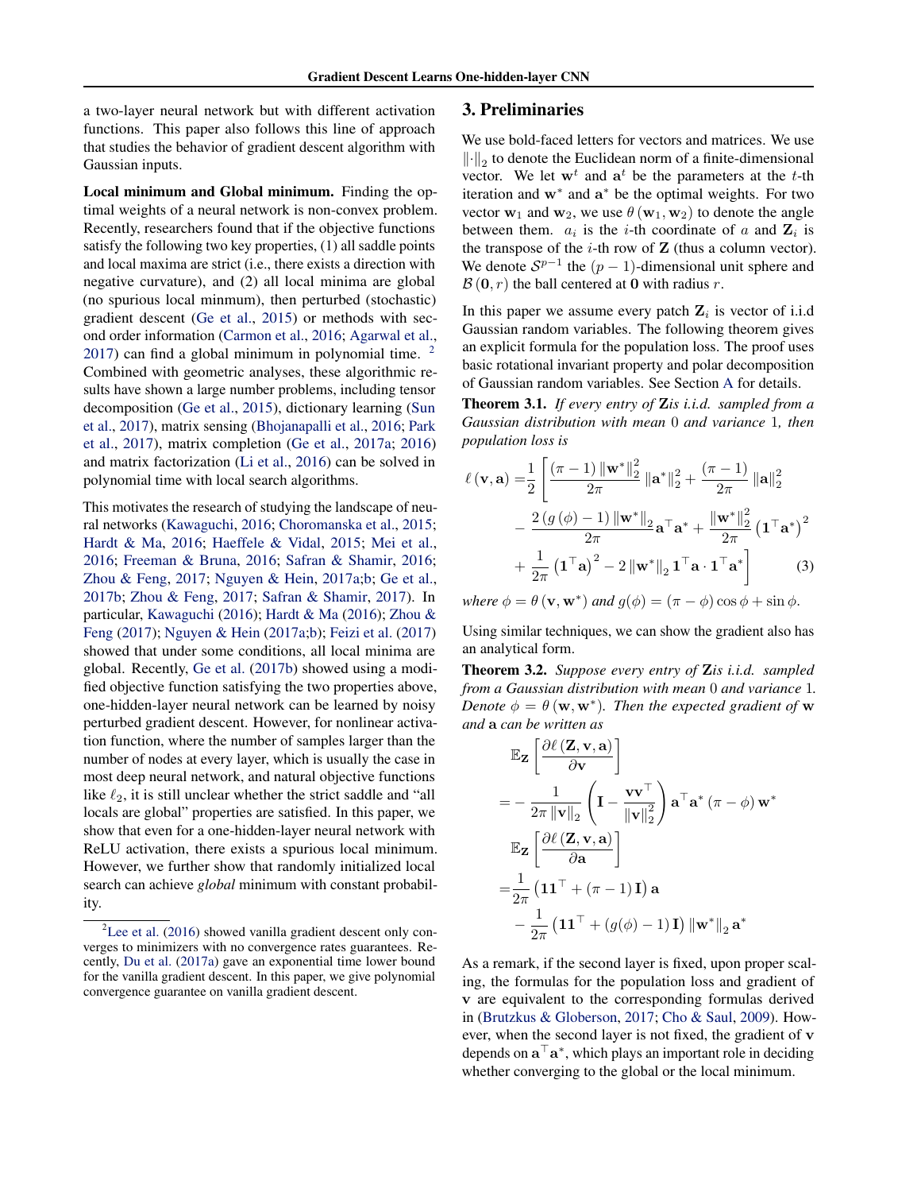a two-layer neural network but with different activation functions. This paper also follows this line of approach that studies the behavior of gradient descent algorithm with Gaussian inputs.

**Local minimum and Global minimum.** Finding the optimal weights of a neural network is non-convex problem. Recently, researchers found that if the objective functions satisfy the following two key properties, (1) all saddle points and local maxima are strict (i.e., there exists a direction with negative curvature), and (2) all local minima are global (no spurious local minmum), then perturbed (stochastic) gradient descent (Ge et al., 2015) or methods with second order information (Carmon et al., 2016; Agarwal et al., 2017) can find a global minimum in polynomial time. [2] Combined with geometric analyses, these algorithmic results have shown a large number problems, including tensor decomposition (Ge et al., 2015), dictionary learning (Sun et al., 2017), matrix sensing (Bhojanapalli et al., 2016; Park et al., 2017), matrix completion (Ge et al., 2017a; 2016) and matrix factorization (Li et al., 2016) can be solved in polynomial time with local search algorithms.

This motivates the research of studying the landscape of neural networks (Kawaguchi, 2016; Choromanska et al., 2015; Hardt & Ma, 2016; Haeffele & Vidal, 2015; Mei et al., 2016; Freeman & Bruna, 2016; Safran & Shamir, 2016; Zhou & Feng, 2017; Nguyen & Hein, 2017a;b; Ge et al., 2017b; Zhou & Feng, 2017; Safran & Shamir, 2017). In particular, Kawaguchi (2016); Hardt & Ma (2016); Zhou & Feng (2017); Nguyen & Hein (2017a;b); Feizi et al. (2017) showed that under some conditions, all local minima are global. Recently, Ge et al. (2017b) showed using a modified objective function satisfying the two properties above, one-hidden-layer neural network can be learned by noisy perturbed gradient descent. However, for nonlinear activation function, where the number of samples larger than the number of nodes at every layer, which is usually the case in most deep neural network, and natural objective functions like $\ell_2$, it is still unclear whether the strict saddle and "all locals are global" properties are satisfied. In this paper, we show that even for a one-hidden-layer neural network with ReLU activation, there exists a spurious local minimum. However, we further show that randomly initialized local search can achieve *global* minimum with constant probability.

[2] Lee et al. (2016) showed vanilla gradient descent only converges to minimizers with no convergence rates guarantees. Recently, Du et al. (2017a) gave an exponential time lower bound for the vanilla gradient descent. In this paper, we give polynomial convergence guarantee on vanilla gradient descent.

## 3. Preliminaries

We use bold-faced letters for vectors and matrices. We use $\|\cdot\|_2$ to denote the Euclidean norm of a finite-dimensional vector. We let $\mathbf{w}^t$ and $\mathbf{a}^t$ be the parameters at the $t$-th iteration and $\mathbf{w}^*$ and $\mathbf{a}^*$ be the optimal weights. For two vector $\mathbf{w}_1$ and $\mathbf{w}_2$, we use $\theta(\mathbf{w}_1, \mathbf{w}_2)$ to denote the angle between them. $a_i$ is the $i$-th coordinate of $a$ and $\mathbf{Z}_i$ is the transpose of the $i$-th row of $\mathbf{Z}$ (thus a column vector). We denote $\mathcal{S}^{p-1}$ the $(p-1)$-dimensional unit sphere and $\mathcal{B}(\mathbf{0}, r)$ the ball centered at $\mathbf{0}$ with radius $r$.

In this paper we assume every patch $\mathbf{Z}_i$ is vector of i.i.d Gaussian random variables. The following theorem gives an explicit formula for the population loss. The proof uses basic rotational invariant property and polar decomposition of Gaussian random variables. See Section A for details.

**Theorem 3.1.** *If every entry of* $\mathbf{Z}$ *is i.i.d. sampled from a Gaussian distribution with mean* $0$ *and variance* $1$*, then population loss is*

$$\begin{aligned}\ell(\mathbf{v}, \mathbf{a}) =& \frac{1}{2}\Bigg[\frac{(\pi-1)\|\mathbf{w}^*\|_2^2}{2\pi}\|\mathbf{a}^*\|_2^2 + \frac{(\pi-1)}{2\pi}\|\mathbf{a}\|_2^2 \\ &- \frac{2(g(\phi)-1)\|\mathbf{w}^*\|_2}{2\pi}\mathbf{a}^\top\mathbf{a}^* + \frac{\|\mathbf{w}^*\|_2^2}{2\pi}\left(\mathbf{1}^\top\mathbf{a}^*\right)^2 \\ &+ \frac{1}{2\pi}\left(\mathbf{1}^\top\mathbf{a}\right)^2 - 2\|\mathbf{w}^*\|_2 \mathbf{1}^\top\mathbf{a}\cdot\mathbf{1}^\top\mathbf{a}^*\Bigg] \qquad (3)\end{aligned}$$

*where* $\phi = \theta(\mathbf{v}, \mathbf{w}^*)$ *and* $g(\phi) = (\pi-\phi)\cos\phi + \sin\phi$.

Using similar techniques, we can show the gradient also has an analytical form.

**Theorem 3.2.** *Suppose every entry of* $\mathbf{Z}$ *is i.i.d. sampled from a Gaussian distribution with mean* $0$ *and variance* $1$*. Denote* $\phi = \theta(\mathbf{w}, \mathbf{w}^*)$*. Then the expected gradient of* $\mathbf{w}$ *and* $\mathbf{a}$ *can be written as*

$$\begin{aligned}&\mathbb{E}_{\mathbf{Z}}\left[\frac{\partial \ell(\mathbf{Z}, \mathbf{v}, \mathbf{a})}{\partial \mathbf{v}}\right] \\ =& -\frac{1}{2\pi\|\mathbf{v}\|_2}\left(\mathbf{I} - \frac{\mathbf{v}\mathbf{v}^\top}{\|\mathbf{v}\|_2^2}\right)\mathbf{a}^\top\mathbf{a}^*(\pi-\phi)\mathbf{w}^* \\ &\mathbb{E}_{\mathbf{Z}}\left[\frac{\partial \ell(\mathbf{Z}, \mathbf{v}, \mathbf{a})}{\partial \mathbf{a}}\right] \\ =& \frac{1}{2\pi}\left(\mathbf{1}\mathbf{1}^\top + (\pi-1)\mathbf{I}\right)\mathbf{a} \\ &- \frac{1}{2\pi}\left(\mathbf{1}\mathbf{1}^\top + (g(\phi)-1)\mathbf{I}\right)\|\mathbf{w}^*\|_2\mathbf{a}^*\end{aligned}$$

As a remark, if the second layer is fixed, upon proper scaling, the formulas for the population loss and gradient of $\mathbf{v}$ are equivalent to the corresponding formulas derived in (Brutzkus & Globerson, 2017; Cho & Saul, 2009). However, when the second layer is not fixed, the gradient of $\mathbf{v}$ depends on $\mathbf{a}^\top\mathbf{a}^*$, which plays an important role in deciding whether converging to the global or the local minimum.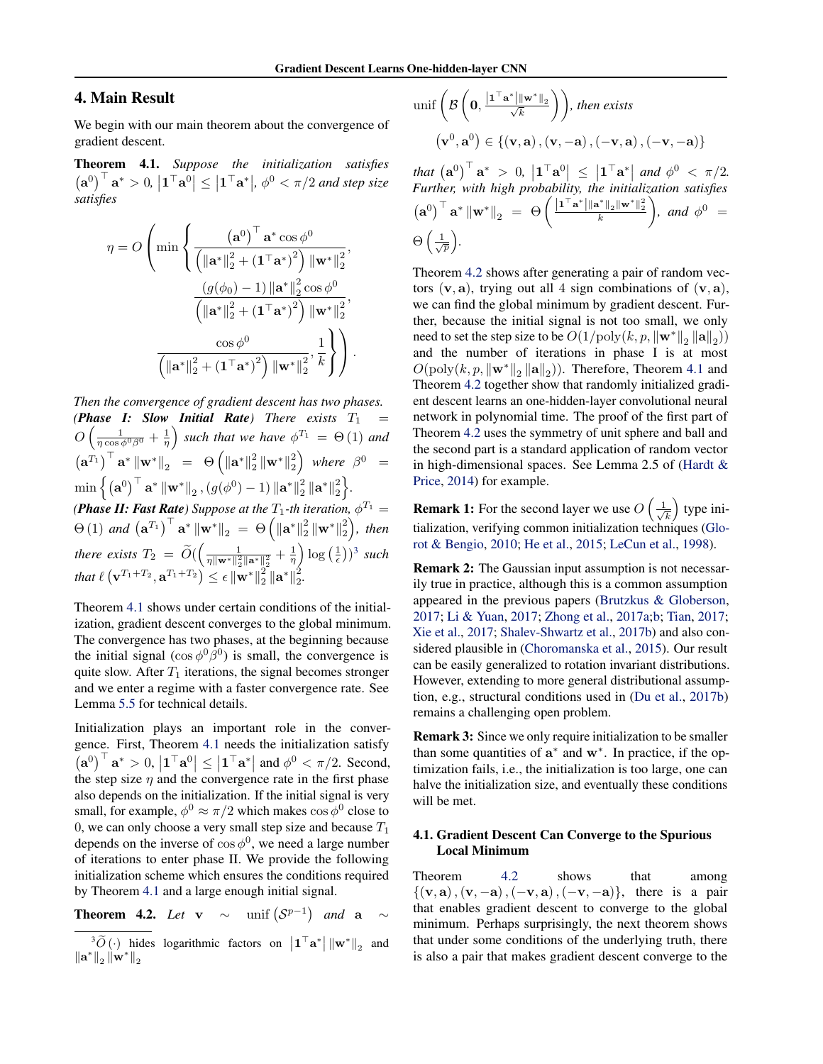## 4. Main Result

We begin with our main theorem about the convergence of gradient descent.

**Theorem 4.1.** *Suppose the initialization satisfies $\left(\mathbf{a}^0\right)^\top \mathbf{a}^* > 0$, $\left|\mathbf{1}^\top \mathbf{a}^0\right| \le \left|\mathbf{1}^\top \mathbf{a}^*\right|$, $\phi^0 < \pi/2$ and step size satisfies*

$$\eta = O\left(\min\left\{\frac{\left(\mathbf{a}^0\right)^\top \mathbf{a}^* \cos\phi^0}{\left(\left\|\mathbf{a}^*\right\|_2^2 + \left(\mathbf{1}^\top \mathbf{a}^*\right)^2\right)\left\|\mathbf{w}^*\right\|_2^2}, \frac{\left(g(\phi_0)-1\right)\left\|\mathbf{a}^*\right\|_2^2 \cos\phi^0}{\left(\left\|\mathbf{a}^*\right\|_2^2 + \left(\mathbf{1}^\top \mathbf{a}^*\right)^2\right)\left\|\mathbf{w}^*\right\|_2^2}, \frac{\cos\phi^0}{\left(\left\|\mathbf{a}^*\right\|_2^2 + \left(\mathbf{1}^\top \mathbf{a}^*\right)^2\right)\left\|\mathbf{w}^*\right\|_2^2}, \frac{1}{k}\right\}\right).$$

*Then the convergence of gradient descent has two phases.*
***(Phase I: Slow Initial Rate)*** *There exists $T_1 = O\left(\frac{1}{\eta\cos\phi^0\beta^0} + \frac{1}{\eta}\right)$ such that we have $\phi^{T_1} = \Theta\left(1\right)$ and $\left(\mathbf{a}^{T_1}\right)^\top \mathbf{a}^* \left\|\mathbf{w}^*\right\|_2 = \Theta\left(\left\|\mathbf{a}^*\right\|_2^2 \left\|\mathbf{w}^*\right\|_2^2\right)$ where $\beta^0 = \min\left\{\left(\mathbf{a}^0\right)^\top \mathbf{a}^* \left\|\mathbf{w}^*\right\|_2, \left(g(\phi^0)-1\right)\left\|\mathbf{a}^*\right\|_2^2 \left\|\mathbf{a}^*\right\|_2^2\right\}$.*
***(Phase II: Fast Rate)*** *Suppose at the $T_1$-th iteration, $\phi^{T_1} = \Theta\left(1\right)$ and $\left(\mathbf{a}^{T_1}\right)^\top \mathbf{a}^* \left\|\mathbf{w}^*\right\|_2 = \Theta\left(\left\|\mathbf{a}^*\right\|_2^2 \left\|\mathbf{w}^*\right\|_2^2\right)$, then there exists $T_2 = \widetilde{O}\left(\left(\frac{1}{\eta\left\|\mathbf{w}^*\right\|_2^2\left\|\mathbf{a}^*\right\|_2^2} + \frac{1}{\eta}\right)\log\left(\frac{1}{\epsilon}\right)\right)$[3] such that $\ell\left(\mathbf{v}^{T_1+T_2}, \mathbf{a}^{T_1+T_2}\right) \le \epsilon \left\|\mathbf{w}^*\right\|_2^2 \left\|\mathbf{a}^*\right\|_2^2$.*

Theorem 4.1 shows under certain conditions of the initialization, gradient descent converges to the global minimum. The convergence has two phases, at the beginning because the initial signal ($\cos\phi^0\beta^0$) is small, the convergence is quite slow. After $T_1$ iterations, the signal becomes stronger and we enter a regime with a faster convergence rate. See Lemma 5.5 for technical details.

Initialization plays an important role in the convergence. First, Theorem 4.1 needs the initialization satisfy $\left(\mathbf{a}^0\right)^\top \mathbf{a}^* > 0$, $\left|\mathbf{1}^\top \mathbf{a}^0\right| \le \left|\mathbf{1}^\top \mathbf{a}^*\right|$ and $\phi^0 < \pi/2$. Second, the step size $\eta$ and the convergence rate in the first phase also depends on the initialization. If the initial signal is very small, for example, $\phi^0 \approx \pi/2$ which makes $\cos\phi^0$ close to 0, we can only choose a very small step size and because $T_1$ depends on the inverse of $\cos\phi^0$, we need a large number of iterations to enter phase II. We provide the following initialization scheme which ensures the conditions required by Theorem 4.1 and a large enough initial signal.

**Theorem 4.2.** *Let $\mathbf{v} \sim \text{unif}\left(\mathcal{S}^{p-1}\right)$ and $\mathbf{a} \sim \text{unif}\left(\mathcal{B}\left(\mathbf{0}, \frac{\left|\mathbf{1}^\top \mathbf{a}^*\right|\left\|\mathbf{w}^*\right\|_2}{\sqrt{k}}\right)\right)$, then exists*

$$\left(\mathbf{v}^0, \mathbf{a}^0\right) \in \left\{\left(\mathbf{v}, \mathbf{a}\right), \left(\mathbf{v}, -\mathbf{a}\right), \left(-\mathbf{v}, \mathbf{a}\right), \left(-\mathbf{v}, -\mathbf{a}\right)\right\}$$

*that $\left(\mathbf{a}^0\right)^\top \mathbf{a}^* > 0$, $\left|\mathbf{1}^\top \mathbf{a}^0\right| \le \left|\mathbf{1}^\top \mathbf{a}^*\right|$ and $\phi^0 < \pi/2$. Further, with high probability, the initialization satisfies $\left(\mathbf{a}^0\right)^\top \mathbf{a}^* \left\|\mathbf{w}^*\right\|_2 = \Theta\left(\frac{\left|\mathbf{1}^\top \mathbf{a}^*\right|\left\|\mathbf{a}^*\right\|_2\left\|\mathbf{w}^*\right\|_2^2}{k}\right)$, and $\phi^0 = \Theta\left(\frac{1}{\sqrt{p}}\right)$.*

Theorem 4.2 shows after generating a pair of random vectors $(\mathbf{v}, \mathbf{a})$, trying out all 4 sign combinations of $(\mathbf{v}, \mathbf{a})$, we can find the global minimum by gradient descent. Further, because the initial signal is not too small, we only need to set the step size to be $O(1/\text{poly}(k, p, \left\|\mathbf{w}^*\right\|_2 \left\|\mathbf{a}\right\|_2))$ and the number of iterations in phase I is at most $O(\text{poly}(k, p, \left\|\mathbf{w}^*\right\|_2 \left\|\mathbf{a}\right\|_2))$. Therefore, Theorem 4.1 and Theorem 4.2 together show that randomly initialized gradient descent learns an one-hidden-layer convolutional neural network in polynomial time. The proof of the first part of Theorem 4.2 uses the symmetry of unit sphere and ball and the second part is a standard application of random vector in high-dimensional spaces. See Lemma 2.5 of (Hardt & Price, 2014) for example.

**Remark 1:** For the second layer we use $O\left(\frac{1}{\sqrt{k}}\right)$ type initialization, verifying common initialization techniques (Glorot & Bengio, 2010; He et al., 2015; LeCun et al., 1998).

**Remark 2:** The Gaussian input assumption is not necessarily true in practice, although this is a common assumption appeared in the previous papers (Brutzkus & Globerson, 2017; Li & Yuan, 2017; Zhong et al., 2017a;b; Tian, 2017; Xie et al., 2017; Shalev-Shwartz et al., 2017b) and also considered plausible in (Choromanska et al., 2015). Our result can be easily generalized to rotation invariant distributions. However, extending to more general distributional assumption, e.g., structural conditions used in (Du et al., 2017b) remains a challenging open problem.

**Remark 3:** Since we only require initialization to be smaller than some quantities of $\mathbf{a}^*$ and $\mathbf{w}^*$. In practice, if the optimization fails, i.e., the initialization is too large, one can halve the initialization size, and eventually these conditions will be met.

### 4.1. Gradient Descent Can Converge to the Spurious Local Minimum

Theorem 4.2 shows that among $\left\{\left(\mathbf{v}, \mathbf{a}\right), \left(\mathbf{v}, -\mathbf{a}\right), \left(-\mathbf{v}, \mathbf{a}\right), \left(-\mathbf{v}, -\mathbf{a}\right)\right\}$, there is a pair that enables gradient descent to converge to the global minimum. Perhaps surprisingly, the next theorem shows that under some conditions of the underlying truth, there is also a pair that makes gradient descent converge to the

[3] $\widetilde{O}\left(\cdot\right)$ hides logarithmic factors on $\left|\mathbf{1}^\top \mathbf{a}^*\right| \left\|\mathbf{w}^*\right\|_2$ and $\left\|\mathbf{a}^*\right\|_2 \left\|\mathbf{w}^*\right\|_2$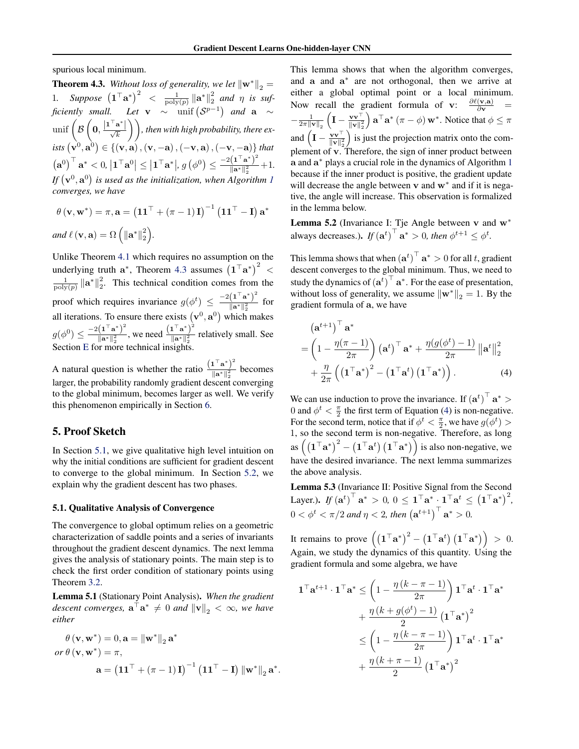spurious local minimum.

**Theorem 4.3.** *Without loss of generality, we let $\|\mathbf{w}^*\|_2 = 1$. Suppose $\left(\mathbf{1}^\top \mathbf{a}^*\right)^2 < \frac{1}{\text{poly}(p)} \|\mathbf{a}^*\|_2^2$ and $\eta$ is sufficiently small. Let $\mathbf{v} \sim \text{unif}\left(\mathcal{S}^{p-1}\right)$ and $\mathbf{a} \sim \text{unif}\left(\mathcal{B}\left(\mathbf{0}, \frac{|\mathbf{1}^\top \mathbf{a}^*|}{\sqrt{k}}\right)\right)$, then with high probability, there exists $\left(\mathbf{v}^0, \mathbf{a}^0\right) \in \{(\mathbf{v}, \mathbf{a}), (\mathbf{v}, -\mathbf{a}), (-\mathbf{v}, \mathbf{a}), (-\mathbf{v}, -\mathbf{a})\}$ that $\left(\mathbf{a}^0\right)^\top \mathbf{a}^* < 0$, $\left|\mathbf{1}^\top \mathbf{a}^0\right| \leq \left|\mathbf{1}^\top \mathbf{a}^*\right|$, $g\left(\phi^0\right) \leq \frac{-2\left(\mathbf{1}^\top \mathbf{a}^*\right)^2}{\|\mathbf{a}^*\|_2^2} + 1$. If $\left(\mathbf{v}^0, \mathbf{a}^0\right)$ is used as the initialization, when Algorithm 1 converges, we have*

$$\theta(\mathbf{v}, \mathbf{w}^*) = \pi, \mathbf{a} = \left(\mathbf{1}\mathbf{1}^\top + (\pi - 1)\mathbf{I}\right)^{-1}\left(\mathbf{1}\mathbf{1}^\top - \mathbf{I}\right)\mathbf{a}^*$$

*and* $\ell(\mathbf{v}, \mathbf{a}) = \Omega\left(\|\mathbf{a}^*\|_2^2\right)$.

Unlike Theorem 4.1 which requires no assumption on the underlying truth $\mathbf{a}^*$, Theorem 4.3 assumes $\left(\mathbf{1}^\top \mathbf{a}^*\right)^2 < \frac{1}{\text{poly}(p)} \|\mathbf{a}^*\|_2^2$. This technical condition comes from the proof which requires invariance $g(\phi^t) \leq \frac{-2\left(\mathbf{1}^\top \mathbf{a}^*\right)^2}{\|\mathbf{a}^*\|_2^2}$ for all iterations. To ensure there exists $\left(\mathbf{v}^0, \mathbf{a}^0\right)$ which makes $g(\phi^0) \leq \frac{-2\left(\mathbf{1}^\top \mathbf{a}^*\right)^2}{\|\mathbf{a}^*\|_2^2}$, we need $\frac{\left(\mathbf{1}^\top \mathbf{a}^*\right)^2}{\|\mathbf{a}^*\|_2^2}$ relatively small. See Section E for more technical insights.

A natural question is whether the ratio $\frac{\left(\mathbf{1}^\top \mathbf{a}^*\right)^2}{\|\mathbf{a}^*\|_2^2}$ becomes larger, the probability randomly gradient descent converging to the global minimum, becomes larger as well. We verify this phenomenon empirically in Section 6.

## 5. Proof Sketch

In Section 5.1, we give qualitative high level intuition on why the initial conditions are sufficient for gradient descent to converge to the global minimum. In Section 5.2, we explain why the gradient descent has two phases.

### 5.1. Qualitative Analysis of Convergence

The convergence to global optimum relies on a geometric characterization of saddle points and a series of invariants throughout the gradient descent dynamics. The next lemma gives the analysis of stationary points. The main step is to check the first order condition of stationary points using Theorem 3.2.

**Lemma 5.1** (Stationary Point Analysis)**.** *When the gradient descent converges, $\mathbf{a}^\top \mathbf{a}^* \neq 0$ and $\|\mathbf{v}\|_2 < \infty$, we have either*

$$\theta(\mathbf{v}, \mathbf{w}^*) = 0, \mathbf{a} = \|\mathbf{w}^*\|_2 \mathbf{a}^*$$

*or* $\theta(\mathbf{v}, \mathbf{w}^*) = \pi$,

$$\mathbf{a} = \left(\mathbf{1}\mathbf{1}^\top + (\pi - 1)\mathbf{I}\right)^{-1}\left(\mathbf{1}\mathbf{1}^\top - \mathbf{I}\right)\|\mathbf{w}^*\|_2 \mathbf{a}^*.$$

This lemma shows that when the algorithm converges, and $\mathbf{a}$ and $\mathbf{a}^*$ are not orthogonal, then we arrive at either a global optimal point or a local minimum. Now recall the gradient formula of $\mathbf{v}$: $\frac{\partial \ell(\mathbf{v}, \mathbf{a})}{\partial \mathbf{v}} = -\frac{1}{2\pi\|\mathbf{v}\|_2}\left(\mathbf{I} - \frac{\mathbf{v}\mathbf{v}^\top}{\|\mathbf{v}\|_2^2}\right)\mathbf{a}^\top \mathbf{a}^* (\pi - \phi)\mathbf{w}^*$. Notice that $\phi \leq \pi$ and $\left(\mathbf{I} - \frac{\mathbf{v}\mathbf{v}^\top}{\|\mathbf{v}\|_2^2}\right)$ is just the projection matrix onto the complement of $\mathbf{v}$. Therefore, the sign of inner product between $\mathbf{a}$ and $\mathbf{a}^*$ plays a crucial role in the dynamics of Algorithm 1 because if the inner product is positive, the gradient update will decrease the angle between $\mathbf{v}$ and $\mathbf{w}^*$ and if it is negative, the angle will increase. This observation is formalized in the lemma below.

**Lemma 5.2** (Invariance I: Tje Angle between $\mathbf{v}$ and $\mathbf{w}^*$ always decreases.)**.** *If $\left(\mathbf{a}^t\right)^\top \mathbf{a}^* > 0$, then $\phi^{t+1} \leq \phi^t$.*

This lemma shows that when $\left(\mathbf{a}^t\right)^\top \mathbf{a}^* > 0$ for all $t$, gradient descent converges to the global minimum. Thus, we need to study the dynamics of $\left(\mathbf{a}^t\right)^\top \mathbf{a}^*$. For the ease of presentation, without loss of generality, we assume $\|\mathbf{w}^*\|_2 = 1$. By the gradient formula of $\mathbf{a}$, we have

$$\begin{aligned}
&\left(\mathbf{a}^{t+1}\right)^\top \mathbf{a}^* \\
=&\left(1 - \frac{\eta(\pi - 1)}{2\pi}\right)\left(\mathbf{a}^t\right)^\top \mathbf{a}^* + \frac{\eta(g(\phi^t) - 1)}{2\pi}\left\|\mathbf{a}^t\right\|_2^2 \\
&+ \frac{\eta}{2\pi}\left(\left(\mathbf{1}^\top \mathbf{a}^*\right)^2 - \left(\mathbf{1}^\top \mathbf{a}^t\right)\left(\mathbf{1}^\top \mathbf{a}^*\right)\right). \qquad (4)
\end{aligned}$$

We can use induction to prove the invariance. If $\left(\mathbf{a}^t\right)^\top \mathbf{a}^* > 0$ and $\phi^t < \frac{\pi}{2}$ the first term of Equation (4) is non-negative. For the second term, notice that if $\phi^t < \frac{\pi}{2}$, we have $g(\phi^t) > 1$, so the second term is non-negative. Therefore, as long as $\left(\left(\mathbf{1}^\top \mathbf{a}^*\right)^2 - \left(\mathbf{1}^\top \mathbf{a}^t\right)\left(\mathbf{1}^\top \mathbf{a}^*\right)\right)$ is also non-negative, we have the desired invariance. The next lemma summarizes the above analysis.

**Lemma 5.3** (Invariance II: Positive Signal from the Second Layer.)**.** *If $\left(\mathbf{a}^t\right)^\top \mathbf{a}^* > 0$, $0 \leq \mathbf{1}^\top \mathbf{a}^* \cdot \mathbf{1}^\top \mathbf{a}^t \leq \left(\mathbf{1}^\top \mathbf{a}^*\right)^2$, $0 < \phi^t < \pi/2$ and $\eta < 2$, then $\left(\mathbf{a}^{t+1}\right)^\top \mathbf{a}^* > 0$.*

It remains to prove $\left(\left(\mathbf{1}^\top \mathbf{a}^*\right)^2 - \left(\mathbf{1}^\top \mathbf{a}^t\right)\left(\mathbf{1}^\top \mathbf{a}^*\right)\right) > 0$. Again, we study the dynamics of this quantity. Using the gradient formula and some algebra, we have

$$\begin{aligned}
\mathbf{1}^\top \mathbf{a}^{t+1} \cdot \mathbf{1}^\top \mathbf{a}^* \leq& \left(1 - \frac{\eta(k - \pi - 1)}{2\pi}\right)\mathbf{1}^\top \mathbf{a}^t \cdot \mathbf{1}^\top \mathbf{a}^* \\
&+ \frac{\eta(k + g(\phi^t) - 1)}{2}\left(\mathbf{1}^\top \mathbf{a}^*\right)^2 \\
\leq& \left(1 - \frac{\eta(k - \pi - 1)}{2\pi}\right)\mathbf{1}^\top \mathbf{a}^t \cdot \mathbf{1}^\top \mathbf{a}^* \\
&+ \frac{\eta(k + \pi - 1)}{2}\left(\mathbf{1}^\top \mathbf{a}^*\right)^2
\end{aligned}$$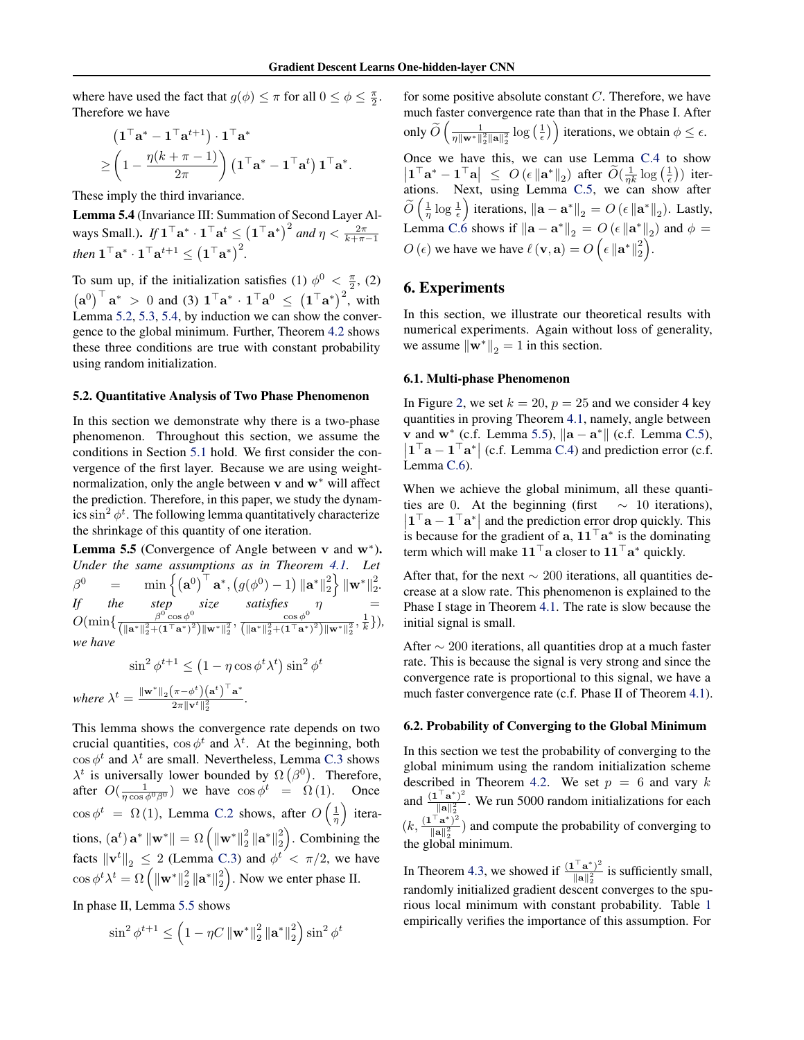where have used the fact that $g(\phi) \leq \pi$ for all $0 \leq \phi \leq \frac{\pi}{2}$. Therefore we have

$$
\begin{aligned}
&\left(\mathbf{1}^\top \mathbf{a}^* - \mathbf{1}^\top \mathbf{a}^{t+1}\right) \cdot \mathbf{1}^\top \mathbf{a}^* \\
\geq &\left(1 - \frac{\eta(k+\pi-1)}{2\pi}\right)\left(\mathbf{1}^\top \mathbf{a}^* - \mathbf{1}^\top \mathbf{a}^t\right)\mathbf{1}^\top \mathbf{a}^*.
\end{aligned}
$$

These imply the third invariance.

**Lemma 5.4** (Invariance III: Summation of Second Layer Always Small.). *If $\mathbf{1}^\top \mathbf{a}^* \cdot \mathbf{1}^\top \mathbf{a}^t \leq \left(\mathbf{1}^\top \mathbf{a}^*\right)^2$ and $\eta < \frac{2\pi}{k+\pi-1}$ then $\mathbf{1}^\top \mathbf{a}^* \cdot \mathbf{1}^\top \mathbf{a}^{t+1} \leq \left(\mathbf{1}^\top \mathbf{a}^*\right)^2$.*

To sum up, if the initialization satisfies (1) $\phi^0 < \frac{\pi}{2}$, (2) $\left(\mathbf{a}^0\right)^\top \mathbf{a}^* > 0$ and (3) $\mathbf{1}^\top \mathbf{a}^* \cdot \mathbf{1}^\top \mathbf{a}^0 \leq \left(\mathbf{1}^\top \mathbf{a}^*\right)^2$, with Lemma 5.2, 5.3, 5.4, by induction we can show the convergence to the global minimum. Further, Theorem 4.2 shows these three conditions are true with constant probability using random initialization.

### 5.2. Quantitative Analysis of Two Phase Phenomenon

In this section we demonstrate why there is a two-phase phenomenon. Throughout this section, we assume the conditions in Section 5.1 hold. We first consider the convergence of the first layer. Because we are using weight-normalization, only the angle between $\mathbf{v}$ and $\mathbf{w}^*$ will affect the prediction. Therefore, in this paper, we study the dynamics $\sin^2 \phi^t$. The following lemma quantitatively characterize the shrinkage of this quantity of one iteration.

**Lemma 5.5** (Convergence of Angle between $\mathbf{v}$ and $\mathbf{w}^*$). *Under the same assumptions as in Theorem 4.1. Let $\beta^0 = \min\left\{\left(\mathbf{a}^0\right)^\top \mathbf{a}^*, \left(g(\phi^0)-1\right)\|\mathbf{a}^*\|_2^2\right\}\|\mathbf{w}^*\|_2^2$. If the step size satisfies $\eta = O(\min\{\frac{\beta^0 \cos\phi^0}{\left(\|\mathbf{a}^*\|_2^2+(\mathbf{1}^\top\mathbf{a}^*)^2\right)\|\mathbf{w}^*\|_2^2}, \frac{\cos\phi^0}{\left(\|\mathbf{a}^*\|_2^2+(\mathbf{1}^\top\mathbf{a}^*)^2\right)\|\mathbf{w}^*\|_2^2}, \frac{1}{k}\})$, we have*

$$
\sin^2 \phi^{t+1} \leq \left(1 - \eta \cos\phi^t \lambda^t\right)\sin^2 \phi^t
$$

*where $\lambda^t = \frac{\|\mathbf{w}^*\|_2\left(\pi - \phi^t\right)\left(\mathbf{a}^t\right)^\top \mathbf{a}^*}{2\pi\|\mathbf{v}^t\|_2^2}$.*

This lemma shows the convergence rate depends on two crucial quantities, $\cos\phi^t$ and $\lambda^t$. At the beginning, both $\cos\phi^t$ and $\lambda^t$ are small. Nevertheless, Lemma C.3 shows $\lambda^t$ is universally lower bounded by $\Omega\left(\beta^0\right)$. Therefore, after $O(\frac{1}{\eta\cos\phi^0\beta^0})$ we have $\cos\phi^t = \Omega(1)$. Once $\cos\phi^t = \Omega(1)$, Lemma C.2 shows, after $O\left(\frac{1}{\eta}\right)$ iterations, $(\mathbf{a}^t)\mathbf{a}^*\|\mathbf{w}^*\| = \Omega\left(\|\mathbf{w}^*\|_2^2\|\mathbf{a}^*\|_2^2\right)$. Combining the facts $\|\mathbf{v}^t\|_2 \leq 2$ (Lemma C.3) and $\phi^t < \pi/2$, we have $\cos\phi^t\lambda^t = \Omega\left(\|\mathbf{w}^*\|_2^2\|\mathbf{a}^*\|_2^2\right)$. Now we enter phase II.

In phase II, Lemma 5.5 shows

$$
\sin^2 \phi^{t+1} \leq \left(1 - \eta C\|\mathbf{w}^*\|_2^2\|\mathbf{a}^*\|_2^2\right)\sin^2 \phi^t
$$

for some positive absolute constant $C$. Therefore, we have much faster convergence rate than that in the Phase I. After only $\widetilde{O}\left(\frac{1}{\eta\|\mathbf{w}^*\|_2^2\|\mathbf{a}\|_2^2}\log\left(\frac{1}{\epsilon}\right)\right)$ iterations, we obtain $\phi \leq \epsilon$.

Once we have this, we can use Lemma C.4 to show $\left|\mathbf{1}^\top \mathbf{a}^* - \mathbf{1}^\top \mathbf{a}\right| \leq O\left(\epsilon\|\mathbf{a}^*\|_2\right)$ after $\widetilde{O}(\frac{1}{\eta k}\log\left(\frac{1}{\epsilon}\right))$ iterations. Next, using Lemma C.5, we can show after $\widetilde{O}\left(\frac{1}{\eta}\log\frac{1}{\epsilon}\right)$ iterations, $\|\mathbf{a}-\mathbf{a}^*\|_2 = O\left(\epsilon\|\mathbf{a}^*\|_2\right)$. Lastly, Lemma C.6 shows if $\|\mathbf{a}-\mathbf{a}^*\|_2 = O\left(\epsilon\|\mathbf{a}^*\|_2\right)$ and $\phi = O(\epsilon)$ we have we have $\ell(\mathbf{v},\mathbf{a}) = O\left(\epsilon\|\mathbf{a}^*\|_2^2\right)$.

## 6. Experiments

In this section, we illustrate our theoretical results with numerical experiments. Again without loss of generality, we assume $\|\mathbf{w}^*\|_2 = 1$ in this section.

### 6.1. Multi-phase Phenomenon

In Figure 2, we set $k = 20$, $p = 25$ and we consider 4 key quantities in proving Theorem 4.1, namely, angle between $\mathbf{v}$ and $\mathbf{w}^*$ (c.f. Lemma 5.5), $\|\mathbf{a}-\mathbf{a}^*\|$ (c.f. Lemma C.5), $\left|\mathbf{1}^\top\mathbf{a} - \mathbf{1}^\top\mathbf{a}^*\right|$ (c.f. Lemma C.4) and prediction error (c.f. Lemma C.6).

When we achieve the global minimum, all these quantities are 0. At the beginning (first $\sim 10$ iterations), $\left|\mathbf{1}^\top\mathbf{a} - \mathbf{1}^\top\mathbf{a}^*\right|$ and the prediction error drop quickly. This is because for the gradient of $\mathbf{a}$, $\mathbf{1}\mathbf{1}^\top\mathbf{a}^*$ is the dominating term which will make $\mathbf{1}\mathbf{1}^\top\mathbf{a}$ closer to $\mathbf{1}\mathbf{1}^\top\mathbf{a}^*$ quickly.

After that, for the next $\sim 200$ iterations, all quantities decrease at a slow rate. This phenomenon is explained to the Phase I stage in Theorem 4.1. The rate is slow because the initial signal is small.

After $\sim 200$ iterations, all quantities drop at a much faster rate. This is because the signal is very strong and since the convergence rate is proportional to this signal, we have a much faster convergence rate (c.f. Phase II of Theorem 4.1).

### 6.2. Probability of Converging to the Global Minimum

In this section we test the probability of converging to the global minimum using the random initialization scheme described in Theorem 4.2. We set $p = 6$ and vary $k$ and $\frac{(\mathbf{1}^\top\mathbf{a}^*)^2}{\|\mathbf{a}\|_2^2}$. We run 5000 random initializations for each $(k, \frac{(\mathbf{1}^\top\mathbf{a}^*)^2}{\|\mathbf{a}\|_2^2})$ and compute the probability of converging to the global minimum.

In Theorem 4.3, we showed if $\frac{(\mathbf{1}^\top\mathbf{a}^*)^2}{\|\mathbf{a}\|_2^2}$ is sufficiently small, randomly initialized gradient descent converges to the spurious local minimum with constant probability. Table 1 empirically verifies the importance of this assumption. For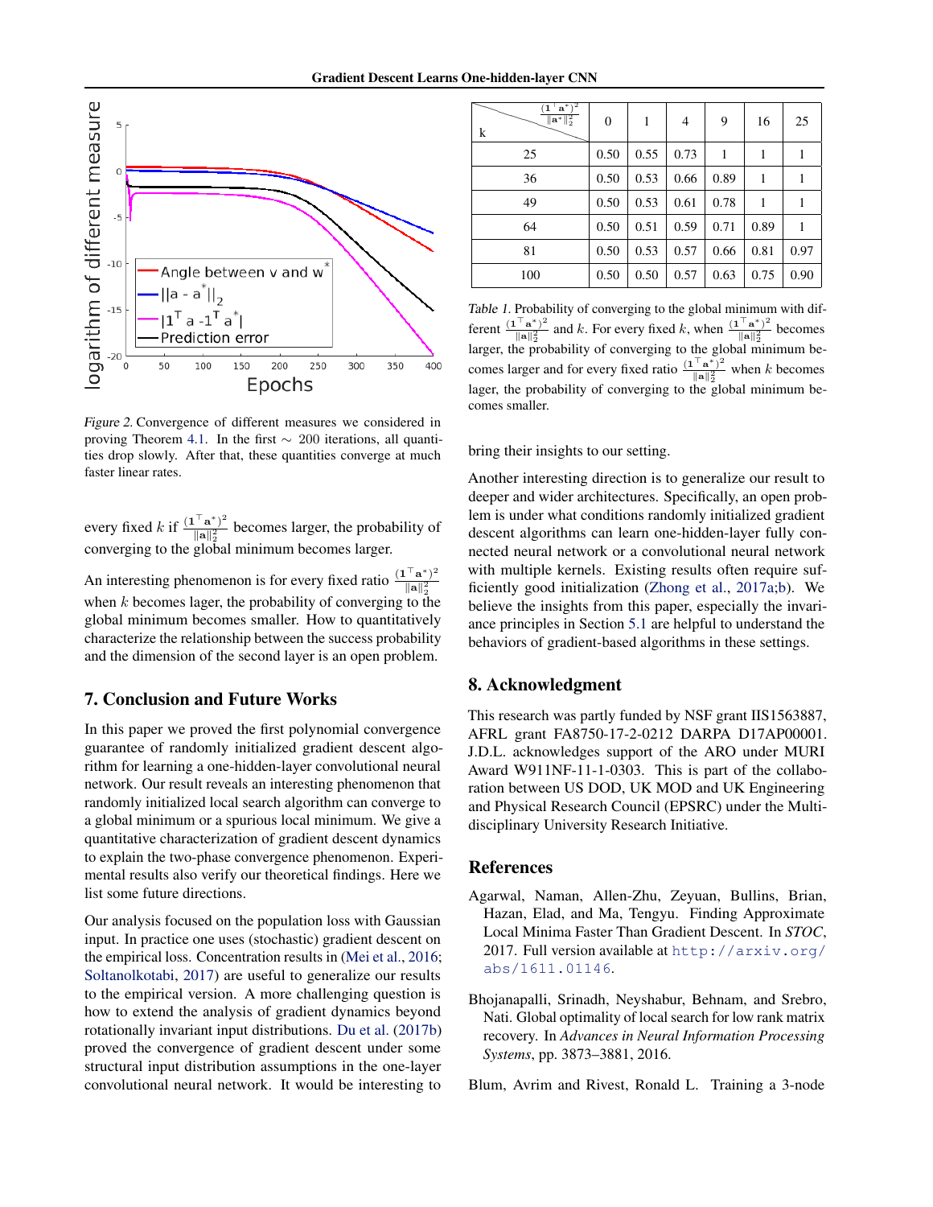Figure 2. Convergence of different measures we considered in proving Theorem 4.1. In the first $\sim$ 200 iterations, all quantities drop slowly. After that, these quantities converge at much faster linear rates.

every fixed $k$ if $\frac{(\mathbf{1}^\top \mathbf{a}^*)^2}{\|\mathbf{a}\|_2^2}$ becomes larger, the probability of converging to the global minimum becomes larger.

An interesting phenomenon is for every fixed ratio $\frac{(\mathbf{1}^\top \mathbf{a}^*)^2}{\|\mathbf{a}\|_2^2}$ when $k$ becomes lager, the probability of converging to the global minimum becomes smaller. How to quantitatively characterize the relationship between the success probability and the dimension of the second layer is an open problem.

| $k$ \ $\frac{(\mathbf{1}^\top \mathbf{a}^*)^2}{\|\mathbf{a}^*\|_2^2}$ | 0 | 1 | 4 | 9 | 16 | 25 |
|---|---|---|---|---|---|---|
| 25 | 0.50 | 0.55 | 0.73 | 1 | 1 | 1 |
| 36 | 0.50 | 0.53 | 0.66 | 0.89 | 1 | 1 |
| 49 | 0.50 | 0.53 | 0.61 | 0.78 | 1 | 1 |
| 64 | 0.50 | 0.51 | 0.59 | 0.71 | 0.89 | 1 |
| 81 | 0.50 | 0.53 | 0.57 | 0.66 | 0.81 | 0.97 |
| 100 | 0.50 | 0.50 | 0.57 | 0.63 | 0.75 | 0.90 |

Table 1. Probability of converging to the global minimum with different $\frac{(\mathbf{1}^\top \mathbf{a}^*)^2}{\|\mathbf{a}\|_2^2}$ and $k$. For every fixed $k$, when $\frac{(\mathbf{1}^\top \mathbf{a}^*)^2}{\|\mathbf{a}\|_2^2}$ becomes larger, the probability of converging to the global minimum becomes larger and for every fixed ratio $\frac{(\mathbf{1}^\top \mathbf{a}^*)^2}{\|\mathbf{a}\|_2^2}$ when $k$ becomes lager, the probability of converging to the global minimum becomes smaller.

## 7. Conclusion and Future Works

In this paper we proved the first polynomial convergence guarantee of randomly initialized gradient descent algorithm for learning a one-hidden-layer convolutional neural network. Our result reveals an interesting phenomenon that randomly initialized local search algorithm can converge to a global minimum or a spurious local minimum. We give a quantitative characterization of gradient descent dynamics to explain the two-phase convergence phenomenon. Experimental results also verify our theoretical findings. Here we list some future directions.

Our analysis focused on the population loss with Gaussian input. In practice one uses (stochastic) gradient descent on the empirical loss. Concentration results in (Mei et al., 2016; Soltanolkotabi, 2017) are useful to generalize our results to the empirical version. A more challenging question is how to extend the analysis of gradient dynamics beyond rotationally invariant input distributions. Du et al. (2017b) proved the convergence of gradient descent under some structural input distribution assumptions in the one-layer convolutional neural network. It would be interesting to bring their insights to our setting.

Another interesting direction is to generalize our result to deeper and wider architectures. Specifically, an open problem is under what conditions randomly initialized gradient descent algorithms can learn one-hidden-layer fully connected neural network or a convolutional neural network with multiple kernels. Existing results often require sufficiently good initialization (Zhong et al., 2017a;b). We believe the insights from this paper, especially the invariance principles in Section 5.1 are helpful to understand the behaviors of gradient-based algorithms in these settings.

## 8. Acknowledgment

This research was partly funded by NSF grant IIS1563887, AFRL grant FA8750-17-2-0212 DARPA D17AP00001. J.D.L. acknowledges support of the ARO under MURI Award W911NF-11-1-0303. This is part of the collaboration between US DOD, UK MOD and UK Engineering and Physical Research Council (EPSRC) under the Multidisciplinary University Research Initiative.

## References

Agarwal, Naman, Allen-Zhu, Zeyuan, Bullins, Brian, Hazan, Elad, and Ma, Tengyu. Finding Approximate Local Minima Faster Than Gradient Descent. In *STOC*, 2017. Full version available at http://arxiv.org/abs/1611.01146.

Bhojanapalli, Srinadh, Neyshabur, Behnam, and Srebro, Nati. Global optimality of local search for low rank matrix recovery. In *Advances in Neural Information Processing Systems*, pp. 3873–3881, 2016.

Blum, Avrim and Rivest, Ronald L. Training a 3-node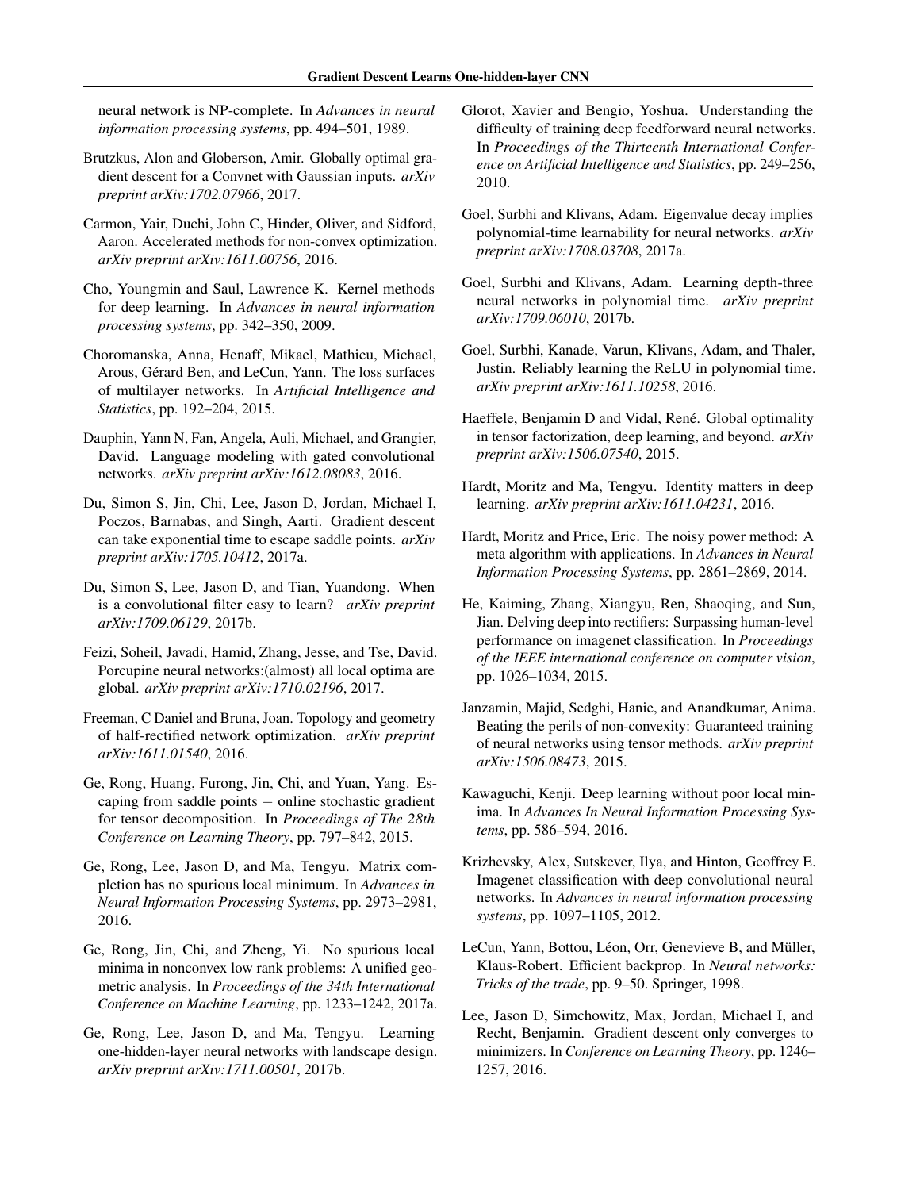neural network is NP-complete. In *Advances in neural information processing systems*, pp. 494–501, 1989.

Brutzkus, Alon and Globerson, Amir. Globally optimal gradient descent for a Convnet with Gaussian inputs. *arXiv preprint arXiv:1702.07966*, 2017.

Carmon, Yair, Duchi, John C, Hinder, Oliver, and Sidford, Aaron. Accelerated methods for non-convex optimization. *arXiv preprint arXiv:1611.00756*, 2016.

Cho, Youngmin and Saul, Lawrence K. Kernel methods for deep learning. In *Advances in neural information processing systems*, pp. 342–350, 2009.

Choromanska, Anna, Henaff, Mikael, Mathieu, Michael, Arous, Gérard Ben, and LeCun, Yann. The loss surfaces of multilayer networks. In *Artificial Intelligence and Statistics*, pp. 192–204, 2015.

Dauphin, Yann N, Fan, Angela, Auli, Michael, and Grangier, David. Language modeling with gated convolutional networks. *arXiv preprint arXiv:1612.08083*, 2016.

Du, Simon S, Jin, Chi, Lee, Jason D, Jordan, Michael I, Poczos, Barnabas, and Singh, Aarti. Gradient descent can take exponential time to escape saddle points. *arXiv preprint arXiv:1705.10412*, 2017a.

Du, Simon S, Lee, Jason D, and Tian, Yuandong. When is a convolutional filter easy to learn? *arXiv preprint arXiv:1709.06129*, 2017b.

Feizi, Soheil, Javadi, Hamid, Zhang, Jesse, and Tse, David. Porcupine neural networks:(almost) all local optima are global. *arXiv preprint arXiv:1710.02196*, 2017.

Freeman, C Daniel and Bruna, Joan. Topology and geometry of half-rectified network optimization. *arXiv preprint arXiv:1611.01540*, 2016.

Ge, Rong, Huang, Furong, Jin, Chi, and Yuan, Yang. Escaping from saddle points – online stochastic gradient for tensor decomposition. In *Proceedings of The 28th Conference on Learning Theory*, pp. 797–842, 2015.

Ge, Rong, Lee, Jason D, and Ma, Tengyu. Matrix completion has no spurious local minimum. In *Advances in Neural Information Processing Systems*, pp. 2973–2981, 2016.

Ge, Rong, Jin, Chi, and Zheng, Yi. No spurious local minima in nonconvex low rank problems: A unified geometric analysis. In *Proceedings of the 34th International Conference on Machine Learning*, pp. 1233–1242, 2017a.

Ge, Rong, Lee, Jason D, and Ma, Tengyu. Learning one-hidden-layer neural networks with landscape design. *arXiv preprint arXiv:1711.00501*, 2017b.

Glorot, Xavier and Bengio, Yoshua. Understanding the difficulty of training deep feedforward neural networks. In *Proceedings of the Thirteenth International Conference on Artificial Intelligence and Statistics*, pp. 249–256, 2010.

Goel, Surbhi and Klivans, Adam. Eigenvalue decay implies polynomial-time learnability for neural networks. *arXiv preprint arXiv:1708.03708*, 2017a.

Goel, Surbhi and Klivans, Adam. Learning depth-three neural networks in polynomial time. *arXiv preprint arXiv:1709.06010*, 2017b.

Goel, Surbhi, Kanade, Varun, Klivans, Adam, and Thaler, Justin. Reliably learning the ReLU in polynomial time. *arXiv preprint arXiv:1611.10258*, 2016.

Haeffele, Benjamin D and Vidal, René. Global optimality in tensor factorization, deep learning, and beyond. *arXiv preprint arXiv:1506.07540*, 2015.

Hardt, Moritz and Ma, Tengyu. Identity matters in deep learning. *arXiv preprint arXiv:1611.04231*, 2016.

Hardt, Moritz and Price, Eric. The noisy power method: A meta algorithm with applications. In *Advances in Neural Information Processing Systems*, pp. 2861–2869, 2014.

He, Kaiming, Zhang, Xiangyu, Ren, Shaoqing, and Sun, Jian. Delving deep into rectifiers: Surpassing human-level performance on imagenet classification. In *Proceedings of the IEEE international conference on computer vision*, pp. 1026–1034, 2015.

Janzamin, Majid, Sedghi, Hanie, and Anandkumar, Anima. Beating the perils of non-convexity: Guaranteed training of neural networks using tensor methods. *arXiv preprint arXiv:1506.08473*, 2015.

Kawaguchi, Kenji. Deep learning without poor local minima. In *Advances In Neural Information Processing Systems*, pp. 586–594, 2016.

Krizhevsky, Alex, Sutskever, Ilya, and Hinton, Geoffrey E. Imagenet classification with deep convolutional neural networks. In *Advances in neural information processing systems*, pp. 1097–1105, 2012.

LeCun, Yann, Bottou, Léon, Orr, Genevieve B, and Müller, Klaus-Robert. Efficient backprop. In *Neural networks: Tricks of the trade*, pp. 9–50. Springer, 1998.

Lee, Jason D, Simchowitz, Max, Jordan, Michael I, and Recht, Benjamin. Gradient descent only converges to minimizers. In *Conference on Learning Theory*, pp. 1246–1257, 2016.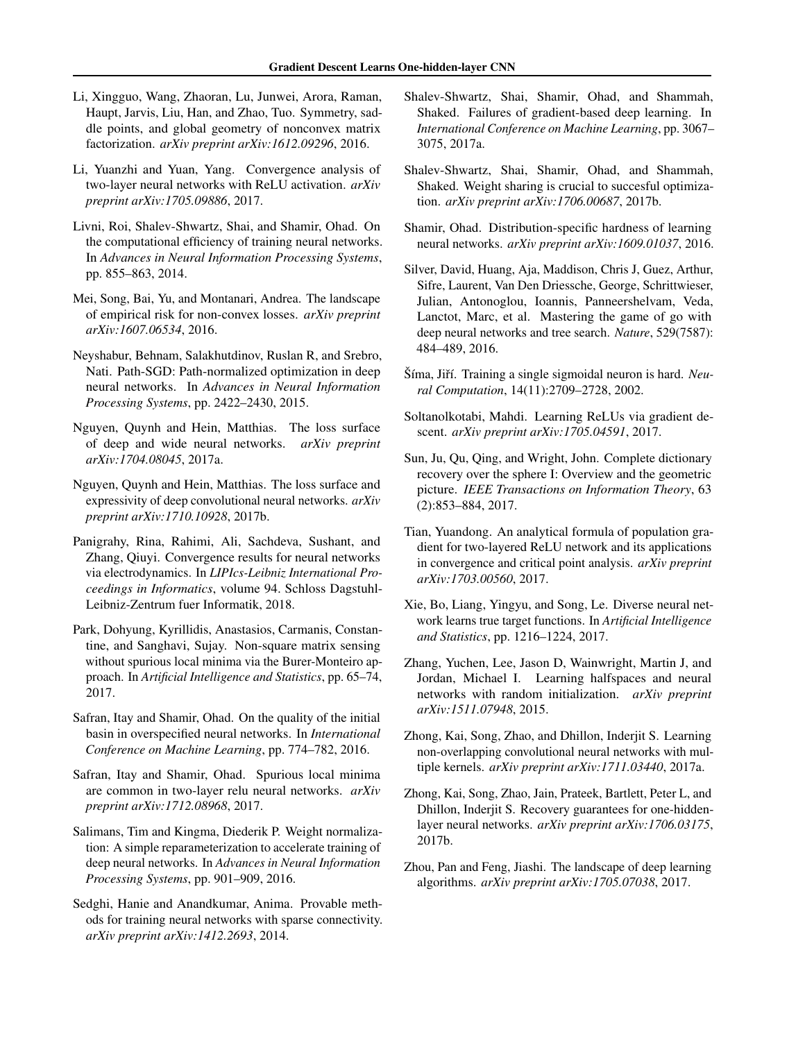Li, Xingguo, Wang, Zhaoran, Lu, Junwei, Arora, Raman, Haupt, Jarvis, Liu, Han, and Zhao, Tuo. Symmetry, saddle points, and global geometry of nonconvex matrix factorization. *arXiv preprint arXiv:1612.09296*, 2016.

Li, Yuanzhi and Yuan, Yang. Convergence analysis of two-layer neural networks with ReLU activation. *arXiv preprint arXiv:1705.09886*, 2017.

Livni, Roi, Shalev-Shwartz, Shai, and Shamir, Ohad. On the computational efficiency of training neural networks. In *Advances in Neural Information Processing Systems*, pp. 855–863, 2014.

Mei, Song, Bai, Yu, and Montanari, Andrea. The landscape of empirical risk for non-convex losses. *arXiv preprint arXiv:1607.06534*, 2016.

Neyshabur, Behnam, Salakhutdinov, Ruslan R, and Srebro, Nati. Path-SGD: Path-normalized optimization in deep neural networks. In *Advances in Neural Information Processing Systems*, pp. 2422–2430, 2015.

Nguyen, Quynh and Hein, Matthias. The loss surface of deep and wide neural networks. *arXiv preprint arXiv:1704.08045*, 2017a.

Nguyen, Quynh and Hein, Matthias. The loss surface and expressivity of deep convolutional neural networks. *arXiv preprint arXiv:1710.10928*, 2017b.

Panigrahy, Rina, Rahimi, Ali, Sachdeva, Sushant, and Zhang, Qiuyi. Convergence results for neural networks via electrodynamics. In *LIPIcs-Leibniz International Proceedings in Informatics*, volume 94. Schloss Dagstuhl-Leibniz-Zentrum fuer Informatik, 2018.

Park, Dohyung, Kyrillidis, Anastasios, Carmanis, Constantine, and Sanghavi, Sujay. Non-square matrix sensing without spurious local minima via the Burer-Monteiro approach. In *Artificial Intelligence and Statistics*, pp. 65–74, 2017.

Safran, Itay and Shamir, Ohad. On the quality of the initial basin in overspecified neural networks. In *International Conference on Machine Learning*, pp. 774–782, 2016.

Safran, Itay and Shamir, Ohad. Spurious local minima are common in two-layer relu neural networks. *arXiv preprint arXiv:1712.08968*, 2017.

Salimans, Tim and Kingma, Diederik P. Weight normalization: A simple reparameterization to accelerate training of deep neural networks. In *Advances in Neural Information Processing Systems*, pp. 901–909, 2016.

Sedghi, Hanie and Anandkumar, Anima. Provable methods for training neural networks with sparse connectivity. *arXiv preprint arXiv:1412.2693*, 2014.

Shalev-Shwartz, Shai, Shamir, Ohad, and Shammah, Shaked. Failures of gradient-based deep learning. In *International Conference on Machine Learning*, pp. 3067–3075, 2017a.

Shalev-Shwartz, Shai, Shamir, Ohad, and Shammah, Shaked. Weight sharing is crucial to succesful optimization. *arXiv preprint arXiv:1706.00687*, 2017b.

Shamir, Ohad. Distribution-specific hardness of learning neural networks. *arXiv preprint arXiv:1609.01037*, 2016.

Silver, David, Huang, Aja, Maddison, Chris J, Guez, Arthur, Sifre, Laurent, Van Den Driessche, George, Schrittwieser, Julian, Antonoglou, Ioannis, Panneershelvam, Veda, Lanctot, Marc, et al. Mastering the game of go with deep neural networks and tree search. *Nature*, 529(7587): 484–489, 2016.

Šíma, Jiří. Training a single sigmoidal neuron is hard. *Neural Computation*, 14(11):2709–2728, 2002.

Soltanolkotabi, Mahdi. Learning ReLUs via gradient descent. *arXiv preprint arXiv:1705.04591*, 2017.

Sun, Ju, Qu, Qing, and Wright, John. Complete dictionary recovery over the sphere I: Overview and the geometric picture. *IEEE Transactions on Information Theory*, 63 (2):853–884, 2017.

Tian, Yuandong. An analytical formula of population gradient for two-layered ReLU network and its applications in convergence and critical point analysis. *arXiv preprint arXiv:1703.00560*, 2017.

Xie, Bo, Liang, Yingyu, and Song, Le. Diverse neural network learns true target functions. In *Artificial Intelligence and Statistics*, pp. 1216–1224, 2017.

Zhang, Yuchen, Lee, Jason D, Wainwright, Martin J, and Jordan, Michael I. Learning halfspaces and neural networks with random initialization. *arXiv preprint arXiv:1511.07948*, 2015.

Zhong, Kai, Song, Zhao, and Dhillon, Inderjit S. Learning non-overlapping convolutional neural networks with multiple kernels. *arXiv preprint arXiv:1711.03440*, 2017a.

Zhong, Kai, Song, Zhao, Jain, Prateek, Bartlett, Peter L, and Dhillon, Inderjit S. Recovery guarantees for one-hidden-layer neural networks. *arXiv preprint arXiv:1706.03175*, 2017b.

Zhou, Pan and Feng, Jiashi. The landscape of deep learning algorithms. *arXiv preprint arXiv:1705.07038*, 2017.